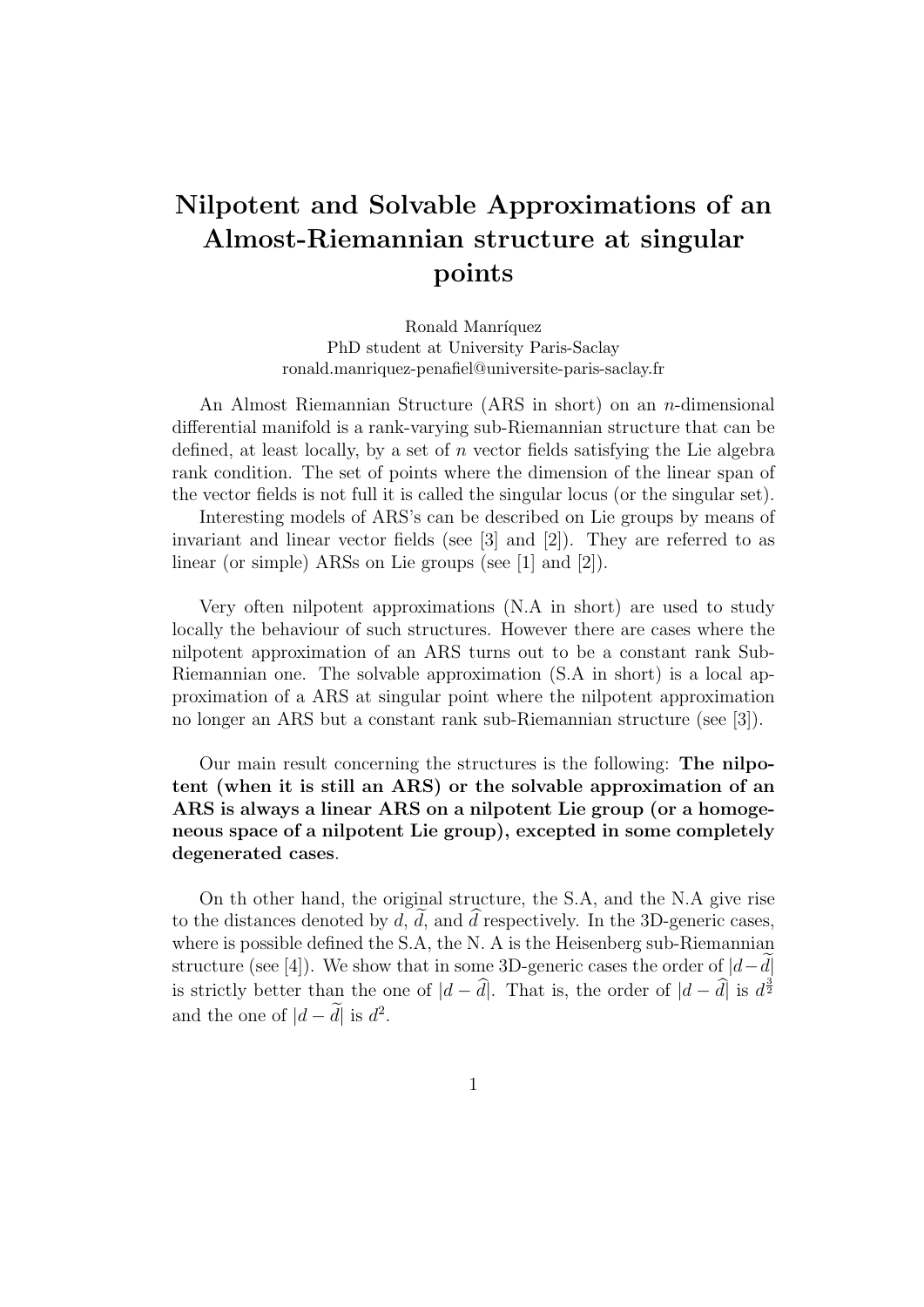# Nilpotent and Solvable Approximations of an Almost-Riemannian structure at singular points

Ronald Manríquez  
PhD student at University Paris-Saclay  
ronald.manriquez-penafiel@universite-paris-saclay.fr

An Almost Riemannian Structure (ARS in short) on an $n$-dimensional differential manifold is a rank-varying sub-Riemannian structure that can be defined, at least locally, by a set of $n$ vector fields satisfying the Lie algebra rank condition. The set of points where the dimension of the linear span of the vector fields is not full it is called the singular locus (or the singular set).

Interesting models of ARS's can be described on Lie groups by means of invariant and linear vector fields (see [3] and [2]). They are referred to as linear (or simple) ARSs on Lie groups (see [1] and [2]).

Very often nilpotent approximations (N.A in short) are used to study locally the behaviour of such structures. However there are cases where the nilpotent approximation of an ARS turns out to be a constant rank Sub-Riemannian one. The solvable approximation (S.A in short) is a local approximation of a ARS at singular point where the nilpotent approximation no longer an ARS but a constant rank sub-Riemannian structure (see [3]).

Our main result concerning the structures is the following: **The nilpotent (when it is still an ARS) or the solvable approximation of an ARS is always a linear ARS on a nilpotent Lie group (or a homogeneous space of a nilpotent Lie group), excepted in some completely degenerated cases**.

On th other hand, the original structure, the S.A, and the N.A give rise to the distances denoted by $d$, $\widetilde{d}$, and $\widehat{d}$ respectively. In the 3D-generic cases, where is possible defined the S.A, the N. A is the Heisenberg sub-Riemannian structure (see [4]). We show that in some 3D-generic cases the order of $|d-\widetilde{d}|$ is strictly better than the one of $|d-\widehat{d}|$. That is, the order of $|d-\widehat{d}|$ is $d^{\frac{3}{2}}$ and the one of $|d-\widetilde{d}|$ is $d^2$.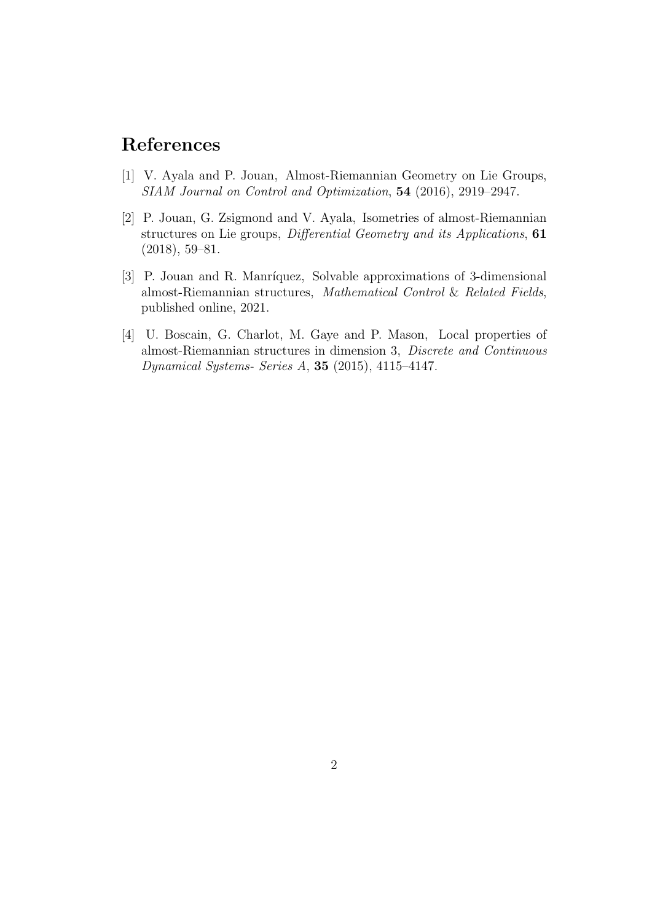## References

[1] V. Ayala and P. Jouan, Almost-Riemannian Geometry on Lie Groups, *SIAM Journal on Control and Optimization*, **54** (2016), 2919–2947.

[2] P. Jouan, G. Zsigmond and V. Ayala, Isometries of almost-Riemannian structures on Lie groups, *Differential Geometry and its Applications*, **61** (2018), 59–81.

[3] P. Jouan and R. Manríquez, Solvable approximations of 3-dimensional almost-Riemannian structures, *Mathematical Control* & *Related Fields*, published online, 2021.

[4] U. Boscain, G. Charlot, M. Gaye and P. Mason, Local properties of almost-Riemannian structures in dimension 3, *Discrete and Continuous Dynamical Systems- Series A*, **35** (2015), 4115–4147.